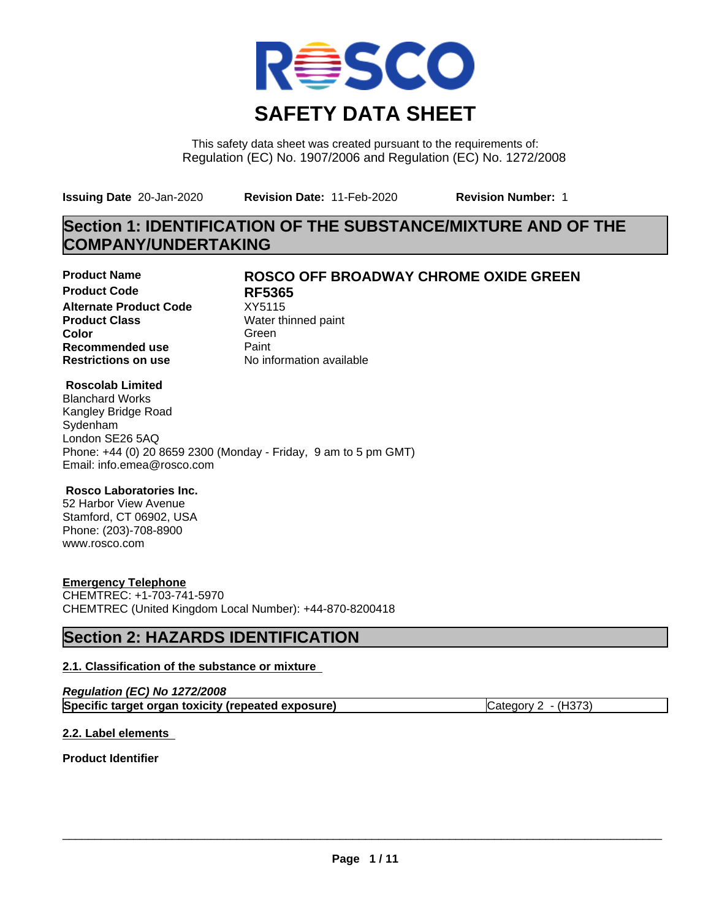ROSCO

# SAFETY DATA SHEET

This safety data sheet was created pursuant to the requirements of:
Regulation (EC) No. 1907/2006 and Regulation (EC) No. 1272/2008

**Issuing Date** 20-Jan-2020 **Revision Date:** 11-Feb-2020 **Revision Number:** 1

## Section 1: IDENTIFICATION OF THE SUBSTANCE/MIXTURE AND OF THE COMPANY/UNDERTAKING

| | |
|---|---|
| **Product Name** | **ROSCO OFF BROADWAY CHROME OXIDE GREEN** |
| **Product Code** | **RF5365** |
| **Alternate Product Code** | XY5115 |
| **Product Class** | Water thinned paint |
| **Color** | Green |
| **Recommended use** | Paint |
| **Restrictions on use** | No information available |

**Roscolab Limited**
Blanchard Works
Kangley Bridge Road
Sydenham
London SE26 5AQ
Phone: +44 (0) 20 8659 2300 (Monday - Friday, 9 am to 5 pm GMT)
Email: info.emea@rosco.com

**Rosco Laboratories Inc.**
52 Harbor View Avenue
Stamford, CT 06902, USA
Phone: (203)-708-8900
www.rosco.com

**Emergency Telephone**
CHEMTREC: +1-703-741-5970
CHEMTREC (United Kingdom Local Number): +44-870-8200418

## Section 2: HAZARDS IDENTIFICATION

### 2.1. Classification of the substance or mixture

***Regulation (EC) No 1272/2008***

| | |
|---|---|
| **Specific target organ toxicity (repeated exposure)** | Category 2 - (H373) |

### 2.2. Label elements

**Product Identifier**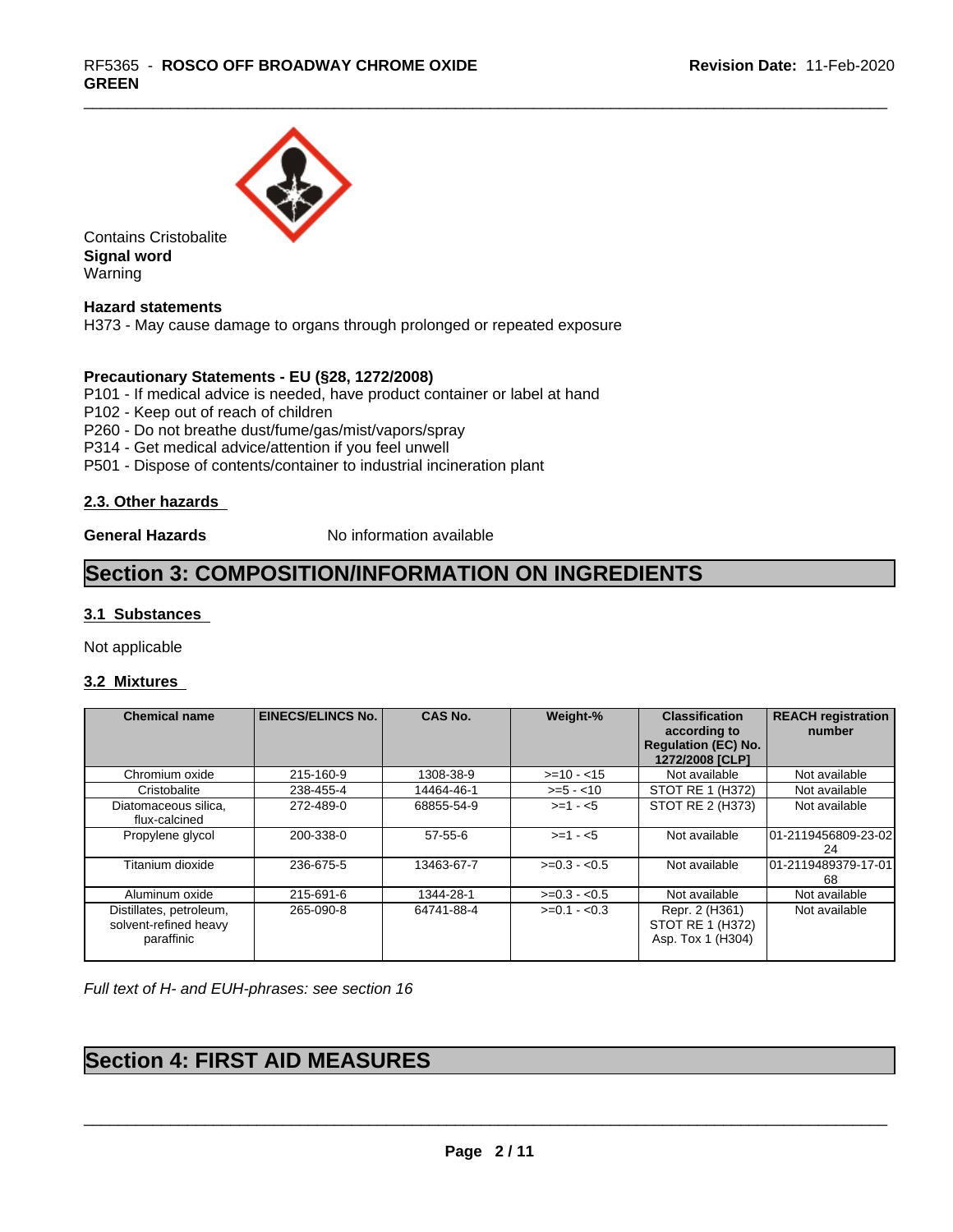Contains Cristobalite

**Signal word**

Warning

**Hazard statements**

H373 - May cause damage to organs through prolonged or repeated exposure

**Precautionary Statements - EU (§28, 1272/2008)**

P101 - If medical advice is needed, have product container or label at hand

P102 - Keep out of reach of children

P260 - Do not breathe dust/fume/gas/mist/vapors/spray

P314 - Get medical advice/attention if you feel unwell

P501 - Dispose of contents/container to industrial incineration plant

### 2.3. Other hazards

**General Hazards** No information available

# Section 3: COMPOSITION/INFORMATION ON INGREDIENTS

### 3.1 Substances

Not applicable

### 3.2 Mixtures

| Chemical name | EINECS/ELINCS No. | CAS No. | Weight-% | Classification according to Regulation (EC) No. 1272/2008 [CLP] | REACH registration number |
|---|---|---|---|---|---|
| Chromium oxide | 215-160-9 | 1308-38-9 | >=10 - <15 | Not available | Not available |
| Cristobalite | 238-455-4 | 14464-46-1 | >=5 - <10 | STOT RE 1 (H372) | Not available |
| Diatomaceous silica, flux-calcined | 272-489-0 | 68855-54-9 | >=1 - <5 | STOT RE 2 (H373) | Not available |
| Propylene glycol | 200-338-0 | 57-55-6 | >=1 - <5 | Not available | 01-2119456809-23-0224 |
| Titanium dioxide | 236-675-5 | 13463-67-7 | >=0.3 - <0.5 | Not available | 01-2119489379-17-0168 |
| Aluminum oxide | 215-691-6 | 1344-28-1 | >=0.3 - <0.5 | Not available | Not available |
| Distillates, petroleum, solvent-refined heavy paraffinic | 265-090-8 | 64741-88-4 | >=0.1 - <0.3 | Repr. 2 (H361) STOT RE 1 (H372) Asp. Tox 1 (H304) | Not available |

*Full text of H- and EUH-phrases: see section 16*

# Section 4: FIRST AID MEASURES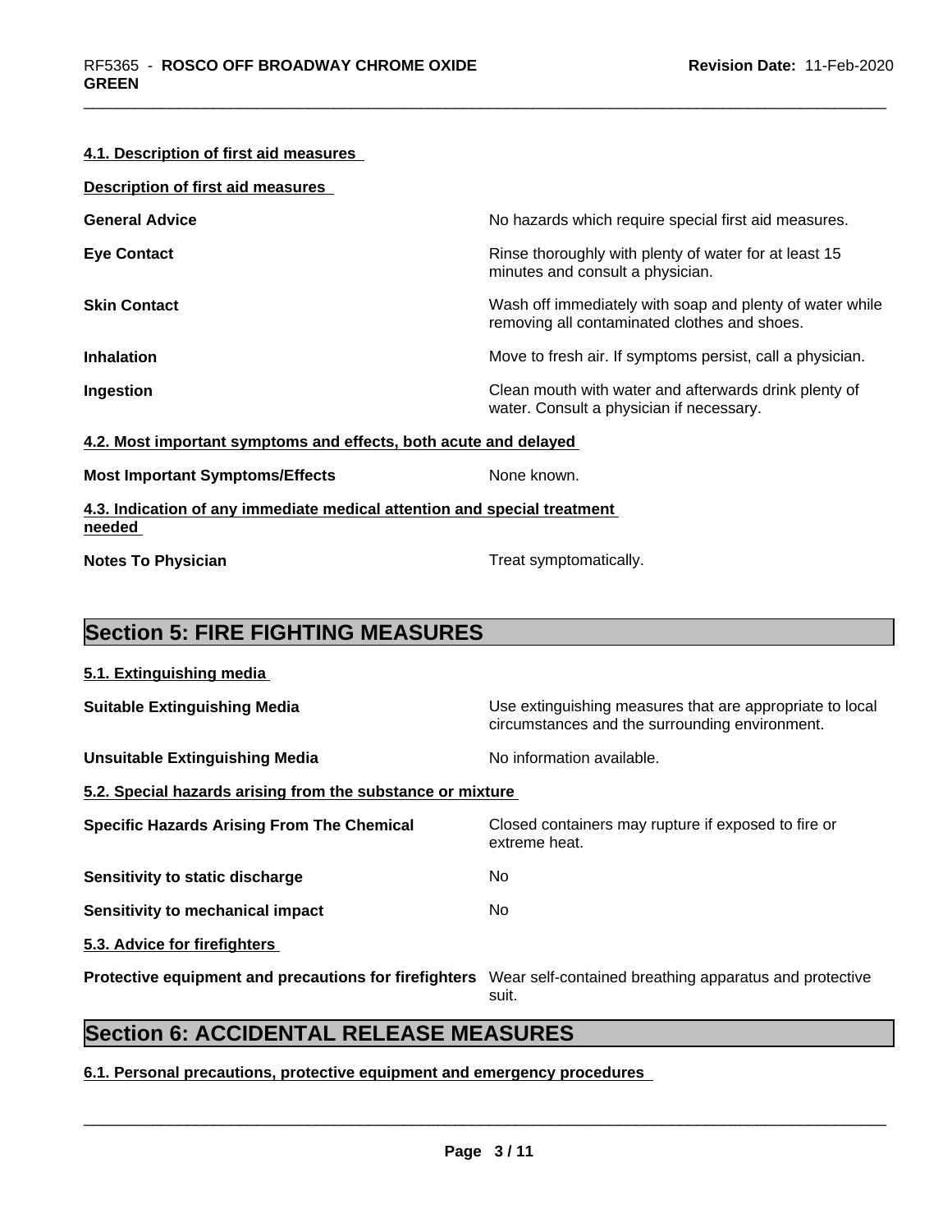#### 4.1. Description of first aid measures

**Description of first aid measures**

| | |
|---|---|
| **General Advice** | No hazards which require special first aid measures. |
| **Eye Contact** | Rinse thoroughly with plenty of water for at least 15 minutes and consult a physician. |
| **Skin Contact** | Wash off immediately with soap and plenty of water while removing all contaminated clothes and shoes. |
| **Inhalation** | Move to fresh air. If symptoms persist, call a physician. |
| **Ingestion** | Clean mouth with water and afterwards drink plenty of water. Consult a physician if necessary. |

#### 4.2. Most important symptoms and effects, both acute and delayed

| | |
|---|---|
| **Most Important Symptoms/Effects** | None known. |

#### 4.3. Indication of any immediate medical attention and special treatment needed

| | |
|---|---|
| **Notes To Physician** | Treat symptomatically. |

## Section 5: FIRE FIGHTING MEASURES

#### 5.1. Extinguishing media

| | |
|---|---|
| **Suitable Extinguishing Media** | Use extinguishing measures that are appropriate to local circumstances and the surrounding environment. |
| **Unsuitable Extinguishing Media** | No information available. |

#### 5.2. Special hazards arising from the substance or mixture

| | |
|---|---|
| **Specific Hazards Arising From The Chemical** | Closed containers may rupture if exposed to fire or extreme heat. |
| **Sensitivity to static discharge** | No |
| **Sensitivity to mechanical impact** | No |

#### 5.3. Advice for firefighters

| | |
|---|---|
| **Protective equipment and precautions for firefighters** | Wear self-contained breathing apparatus and protective suit. |

## Section 6: ACCIDENTAL RELEASE MEASURES

#### 6.1. Personal precautions, protective equipment and emergency procedures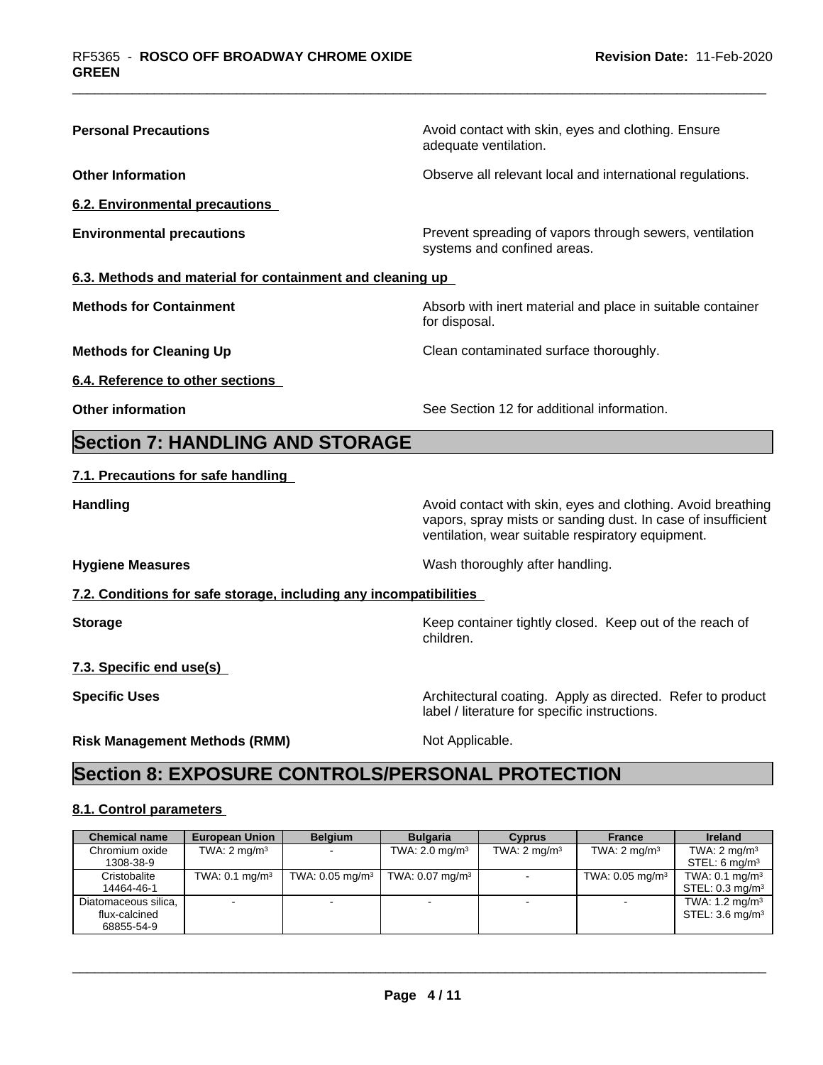**Personal Precautions** Avoid contact with skin, eyes and clothing. Ensure adequate ventilation.

**Other Information** Observe all relevant local and international regulations.

**6.2. Environmental precautions**

**Environmental precautions** Prevent spreading of vapors through sewers, ventilation systems and confined areas.

**6.3. Methods and material for containment and cleaning up**

**Methods for Containment** Absorb with inert material and place in suitable container for disposal.

**Methods for Cleaning Up** Clean contaminated surface thoroughly.

**6.4. Reference to other sections**

**Other information** See Section 12 for additional information.

# Section 7: HANDLING AND STORAGE

**7.1. Precautions for safe handling**

**Handling** Avoid contact with skin, eyes and clothing. Avoid breathing vapors, spray mists or sanding dust. In case of insufficient ventilation, wear suitable respiratory equipment.

**Hygiene Measures** Wash thoroughly after handling.

**7.2. Conditions for safe storage, including any incompatibilities**

**Storage** Keep container tightly closed. Keep out of the reach of children.

**7.3. Specific end use(s)**

**Specific Uses** Architectural coating. Apply as directed. Refer to product label / literature for specific instructions.

**Risk Management Methods (RMM)** Not Applicable.

# Section 8: EXPOSURE CONTROLS/PERSONAL PROTECTION

**8.1. Control parameters**

| Chemical name | European Union | Belgium | Bulgaria | Cyprus | France | Ireland |
|---|---|---|---|---|---|---|
| Chromium oxide 1308-38-9 | TWA: 2 mg/m³ | - | TWA: 2.0 mg/m³ | TWA: 2 mg/m³ | TWA: 2 mg/m³ | TWA: 2 mg/m³ STEL: 6 mg/m³ |
| Cristobalite 14464-46-1 | TWA: 0.1 mg/m³ | TWA: 0.05 mg/m³ | TWA: 0.07 mg/m³ | - | TWA: 0.05 mg/m³ | TWA: 0.1 mg/m³ STEL: 0.3 mg/m³ |
| Diatomaceous silica, flux-calcined 68855-54-9 | - | - | - | - | - | TWA: 1.2 mg/m³ STEL: 3.6 mg/m³ |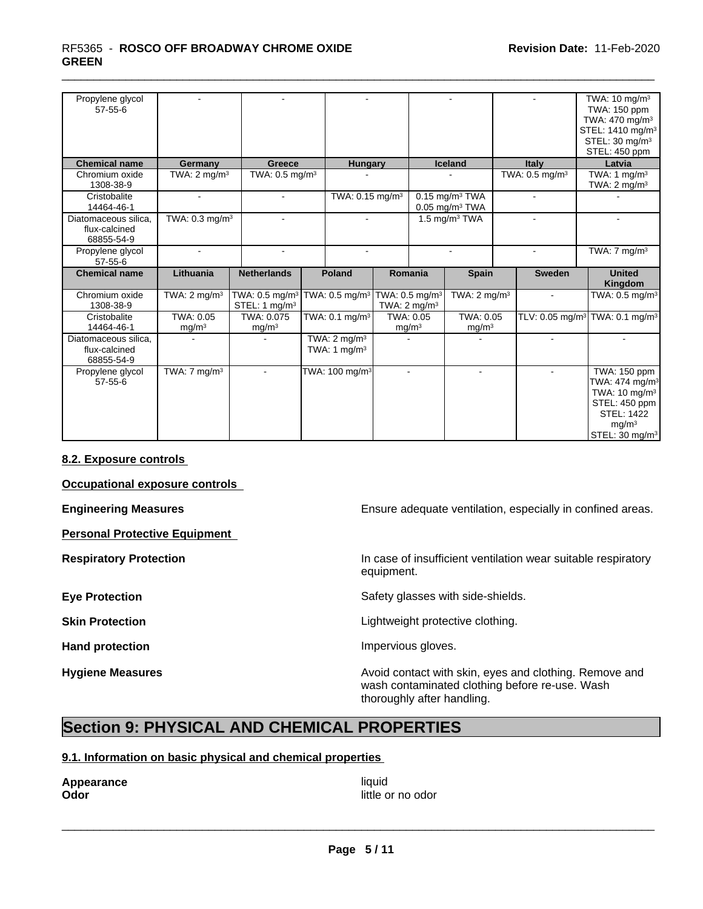| Chemical name | | | | | | |
|---|---|---|---|---|---|---|
| Propylene glycol<br>57-55-6 | - | - | - | - | - | TWA: 10 mg/m³<br>TWA: 150 ppm<br>TWA: 470 mg/m³<br>STEL: 1410 mg/m³<br>STEL: 30 mg/m³<br>STEL: 450 ppm |

| Chemical name | Germany | Greece | Hungary | Iceland | Italy | Latvia |
|---|---|---|---|---|---|---|
| Chromium oxide<br>1308-38-9 | TWA: 2 mg/m³ | TWA: 0.5 mg/m³ | - | - | TWA: 0.5 mg/m³ | TWA: 1 mg/m³<br>TWA: 2 mg/m³ |
| Cristobalite<br>14464-46-1 | - | - | TWA: 0.15 mg/m³ | 0.15 mg/m³ TWA<br>0.05 mg/m³ TWA | - | - |
| Diatomaceous silica, flux-calcined<br>68855-54-9 | TWA: 0.3 mg/m³ | - | - | 1.5 mg/m³ TWA | - | - |
| Propylene glycol<br>57-55-6 | - | - | - | - | - | TWA: 7 mg/m³ |

| Chemical name | Lithuania | Netherlands | Poland | Romania | Spain | Sweden | United Kingdom |
|---|---|---|---|---|---|---|---|
| Chromium oxide<br>1308-38-9 | TWA: 2 mg/m³ | TWA: 0.5 mg/m³<br>STEL: 1 mg/m³ | TWA: 0.5 mg/m³ | TWA: 0.5 mg/m³<br>TWA: 2 mg/m³ | TWA: 2 mg/m³ | - | TWA: 0.5 mg/m³ |
| Cristobalite<br>14464-46-1 | TWA: 0.05 mg/m³ | TWA: 0.075 mg/m³ | TWA: 0.1 mg/m³ | TWA: 0.05 mg/m³ | TWA: 0.05 mg/m³ | TLV: 0.05 mg/m³ | TWA: 0.1 mg/m³ |
| Diatomaceous silica, flux-calcined<br>68855-54-9 | - | - | TWA: 2 mg/m³<br>TWA: 1 mg/m³ | - | - | - | - |
| Propylene glycol<br>57-55-6 | TWA: 7 mg/m³ | - | TWA: 100 mg/m³ | - | - | - | TWA: 150 ppm<br>TWA: 474 mg/m³<br>TWA: 10 mg/m³<br>STEL: 450 ppm<br>STEL: 1422 mg/m³<br>STEL: 30 mg/m³ |

### 8.2. Exposure controls

**Occupational exposure controls**

**Engineering Measures** Ensure adequate ventilation, especially in confined areas.

**Personal Protective Equipment**

**Respiratory Protection** In case of insufficient ventilation wear suitable respiratory equipment.

**Eye Protection** Safety glasses with side-shields.

**Skin Protection** Lightweight protective clothing.

**Hand protection** Impervious gloves.

**Hygiene Measures** Avoid contact with skin, eyes and clothing. Remove and wash contaminated clothing before re-use. Wash thoroughly after handling.

## Section 9: PHYSICAL AND CHEMICAL PROPERTIES

### 9.1. Information on basic physical and chemical properties

**Appearance** liquid
**Odor** little or no odor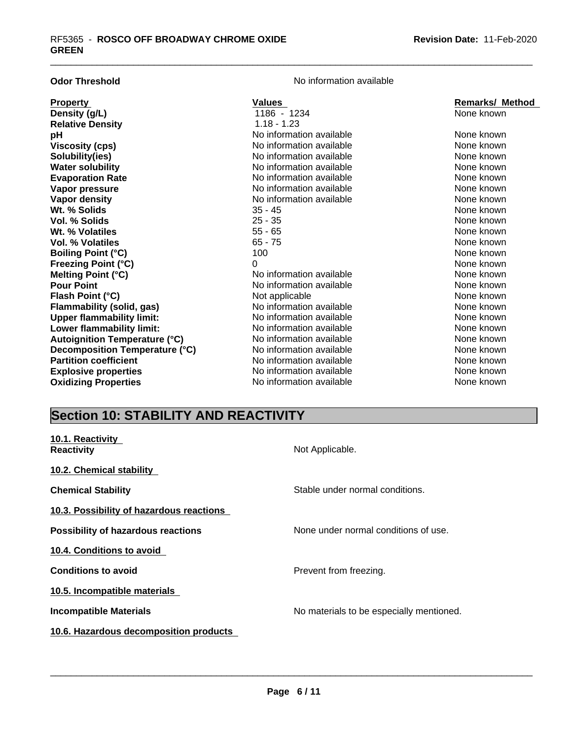**Odor Threshold** No information available

| Property | Values | Remarks/ Method |
|---|---|---|
| **Density (g/L)** | 1186 - 1234 | None known |
| **Relative Density** | 1.18 - 1.23 | |
| **pH** | No information available | None known |
| **Viscosity (cps)** | No information available | None known |
| **Solubility(ies)** | No information available | None known |
| **Water solubility** | No information available | None known |
| **Evaporation Rate** | No information available | None known |
| **Vapor pressure** | No information available | None known |
| **Vapor density** | No information available | None known |
| **Wt. % Solids** | 35 - 45 | None known |
| **Vol. % Solids** | 25 - 35 | None known |
| **Wt. % Volatiles** | 55 - 65 | None known |
| **Vol. % Volatiles** | 65 - 75 | None known |
| **Boiling Point (°C)** | 100 | None known |
| **Freezing Point (°C)** | 0 | None known |
| **Melting Point (°C)** | No information available | None known |
| **Pour Point** | No information available | None known |
| **Flash Point (°C)** | Not applicable | None known |
| **Flammability (solid, gas)** | No information available | None known |
| **Upper flammability limit:** | No information available | None known |
| **Lower flammability limit:** | No information available | None known |
| **Autoignition Temperature (°C)** | No information available | None known |
| **Decomposition Temperature (°C)** | No information available | None known |
| **Partition coefficient** | No information available | None known |
| **Explosive properties** | No information available | None known |
| **Oxidizing Properties** | No information available | None known |

## Section 10: STABILITY AND REACTIVITY

**10.1. Reactivity**

**Reactivity** Not Applicable.

**10.2. Chemical stability**

**Chemical Stability** Stable under normal conditions.

**10.3. Possibility of hazardous reactions**

**Possibility of hazardous reactions** None under normal conditions of use.

**10.4. Conditions to avoid**

**Conditions to avoid** Prevent from freezing.

**10.5. Incompatible materials**

**Incompatible Materials** No materials to be especially mentioned.

**10.6. Hazardous decomposition products**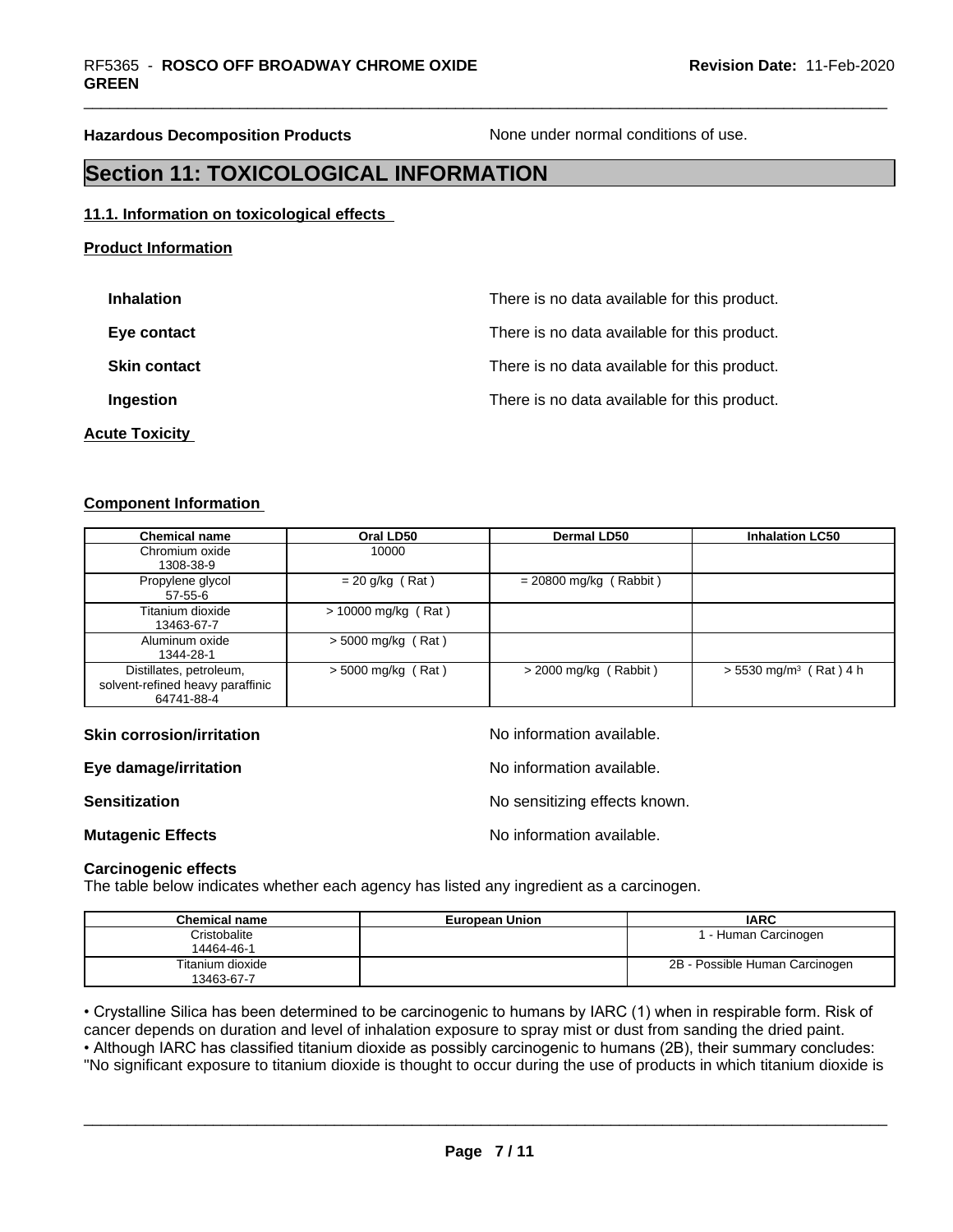**Hazardous Decomposition Products** None under normal conditions of use.

# Section 11: TOXICOLOGICAL INFORMATION

## 11.1. Information on toxicological effects

### Product Information

**Inhalation** There is no data available for this product.

**Eye contact** There is no data available for this product.

**Skin contact** There is no data available for this product.

**Ingestion** There is no data available for this product.

### Acute Toxicity

### Component Information

| Chemical name | Oral LD50 | Dermal LD50 | Inhalation LC50 |
|---|---|---|---|
| Chromium oxide<br>1308-38-9 | 10000 | | |
| Propylene glycol<br>57-55-6 | = 20 g/kg ( Rat ) | = 20800 mg/kg ( Rabbit ) | |
| Titanium dioxide<br>13463-67-7 | > 10000 mg/kg ( Rat ) | | |
| Aluminum oxide<br>1344-28-1 | > 5000 mg/kg ( Rat ) | | |
| Distillates, petroleum, solvent-refined heavy paraffinic<br>64741-88-4 | > 5000 mg/kg ( Rat ) | > 2000 mg/kg ( Rabbit ) | > 5530 mg/m$^3$ ( Rat ) 4 h |

**Skin corrosion/irritation** No information available.

**Eye damage/irritation** No information available.

**Sensitization** No sensitizing effects known.

**Mutagenic Effects** No information available.

**Carcinogenic effects**
The table below indicates whether each agency has listed any ingredient as a carcinogen.

| Chemical name | European Union | IARC |
|---|---|---|
| Cristobalite<br>14464-46-1 | | 1 - Human Carcinogen |
| Titanium dioxide<br>13463-67-7 | | 2B - Possible Human Carcinogen |

• Crystalline Silica has been determined to be carcinogenic to humans by IARC (1) when in respirable form. Risk of cancer depends on duration and level of inhalation exposure to spray mist or dust from sanding the dried paint.
• Although IARC has classified titanium dioxide as possibly carcinogenic to humans (2B), their summary concludes: "No significant exposure to titanium dioxide is thought to occur during the use of products in which titanium dioxide is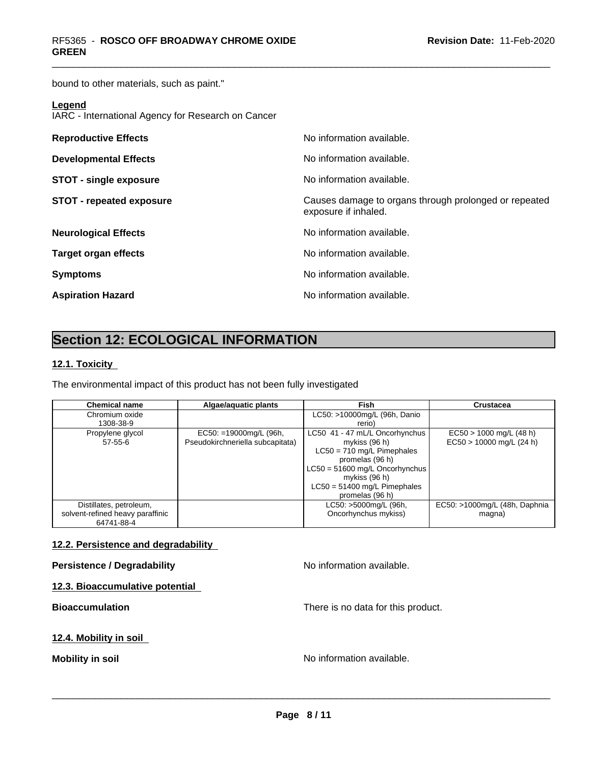bound to other materials, such as paint."

**Legend**
IARC - International Agency for Research on Cancer

**Reproductive Effects** No information available.

**Developmental Effects** No information available.

**STOT - single exposure** No information available.

**STOT - repeated exposure** Causes damage to organs through prolonged or repeated exposure if inhaled.

**Neurological Effects** No information available.

**Target organ effects** No information available.

**Symptoms** No information available.

**Aspiration Hazard** No information available.

# Section 12: ECOLOGICAL INFORMATION

## 12.1. Toxicity

The environmental impact of this product has not been fully investigated

| Chemical name | Algae/aquatic plants | Fish | Crustacea |
|---|---|---|---|
| Chromium oxide<br>1308-38-9 | | LC50: >10000mg/L (96h, Danio rerio) | |
| Propylene glycol<br>57-55-6 | EC50: =19000mg/L (96h, Pseudokirchneriella subcapitata) | LC50 41 - 47 mL/L Oncorhynchus mykiss (96 h)<br>LC50 = 710 mg/L Pimephales promelas (96 h)<br>LC50 = 51600 mg/L Oncorhynchus mykiss (96 h)<br>LC50 = 51400 mg/L Pimephales promelas (96 h) | EC50 > 1000 mg/L (48 h)<br>EC50 > 10000 mg/L (24 h) |
| Distillates, petroleum, solvent-refined heavy paraffinic<br>64741-88-4 | | LC50: >5000mg/L (96h, Oncorhynchus mykiss) | EC50: >1000mg/L (48h, Daphnia magna) |

## 12.2. Persistence and degradability

**Persistence / Degradability** No information available.

## 12.3. Bioaccumulative potential

**Bioaccumulation** There is no data for this product.

## 12.4. Mobility in soil

**Mobility in soil** No information available.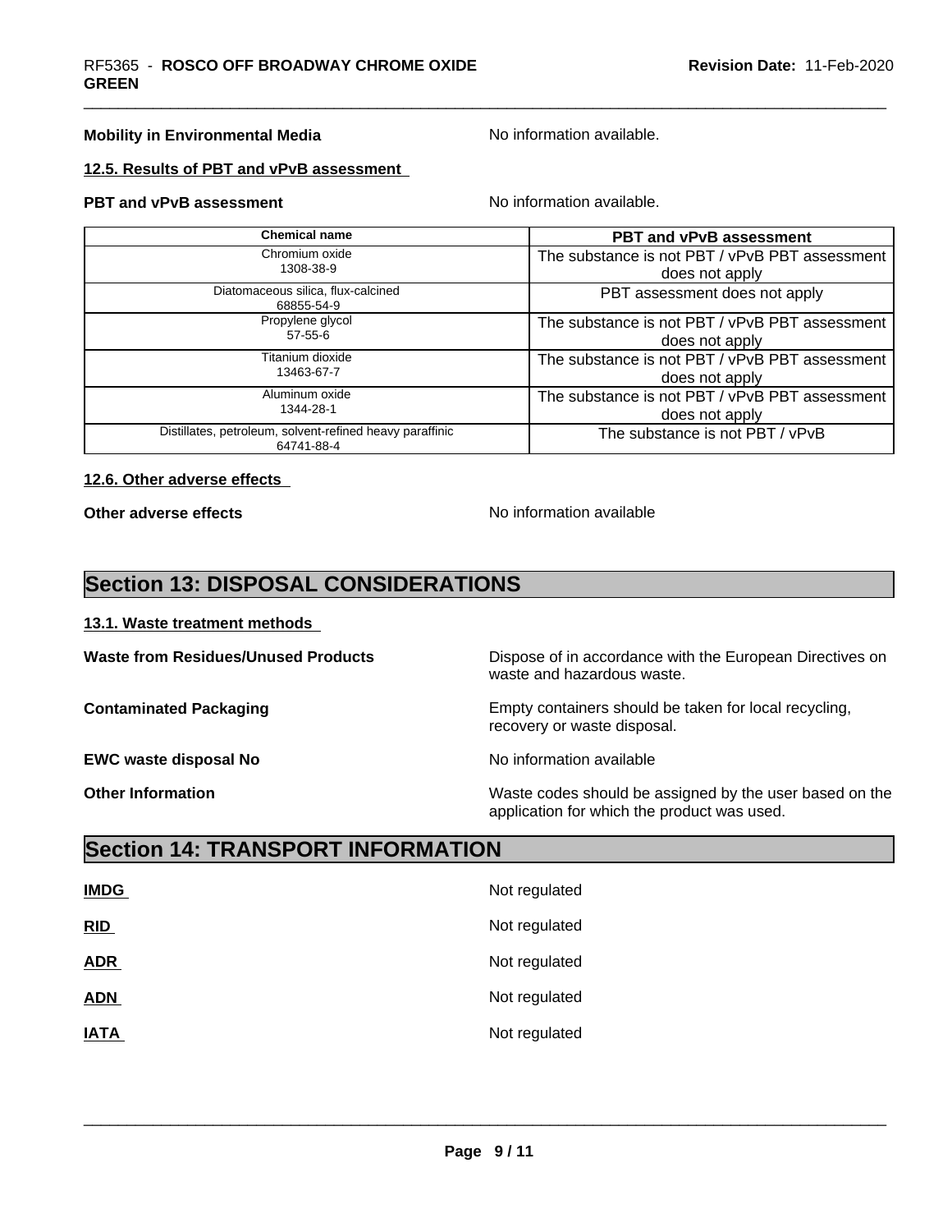**Mobility in Environmental Media** No information available.

**12.5. Results of PBT and vPvB assessment**

**PBT and vPvB assessment** No information available.

| Chemical name | PBT and vPvB assessment |
|---|---|
| Chromium oxide<br>1308-38-9 | The substance is not PBT / vPvB PBT assessment does not apply |
| Diatomaceous silica, flux-calcined<br>68855-54-9 | PBT assessment does not apply |
| Propylene glycol<br>57-55-6 | The substance is not PBT / vPvB PBT assessment does not apply |
| Titanium dioxide<br>13463-67-7 | The substance is not PBT / vPvB PBT assessment does not apply |
| Aluminum oxide<br>1344-28-1 | The substance is not PBT / vPvB PBT assessment does not apply |
| Distillates, petroleum, solvent-refined heavy paraffinic<br>64741-88-4 | The substance is not PBT / vPvB |

**12.6. Other adverse effects**

**Other adverse effects** No information available

# Section 13: DISPOSAL CONSIDERATIONS

**13.1. Waste treatment methods**

**Waste from Residues/Unused Products** Dispose of in accordance with the European Directives on waste and hazardous waste.

**Contaminated Packaging** Empty containers should be taken for local recycling, recovery or waste disposal.

**EWC waste disposal No** No information available

**Other Information** Waste codes should be assigned by the user based on the application for which the product was used.

# Section 14: TRANSPORT INFORMATION

**IMDG** Not regulated

**RID** Not regulated

**ADR** Not regulated

**ADN** Not regulated

**IATA** Not regulated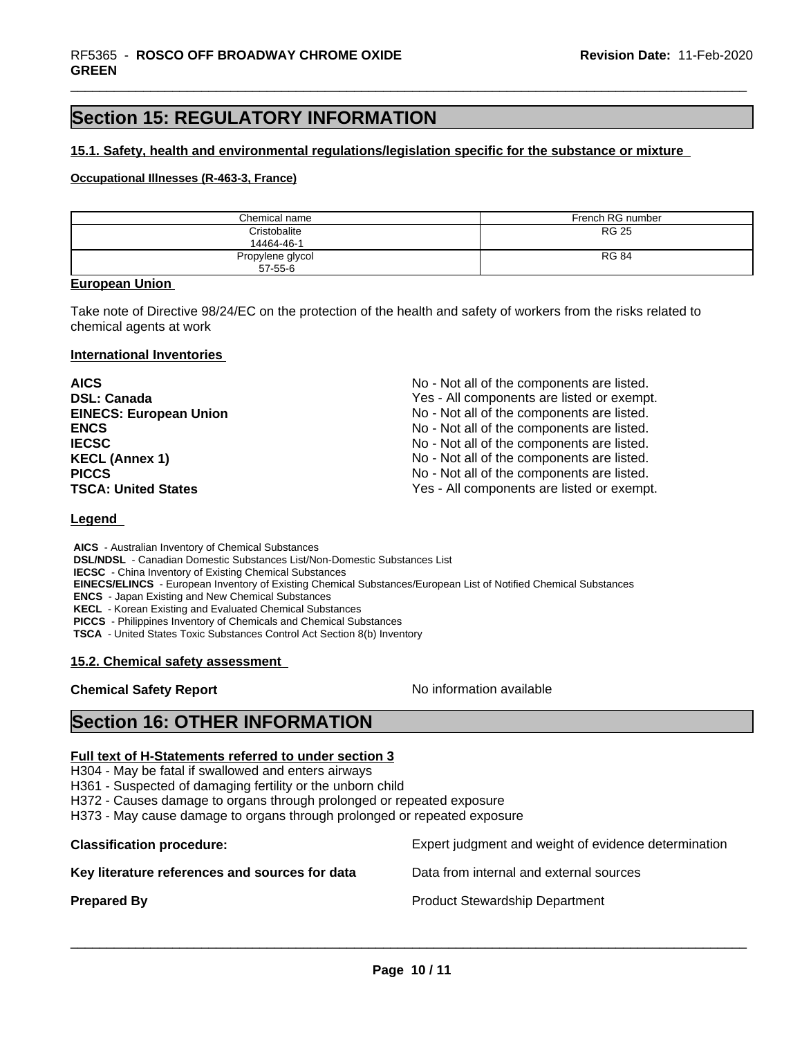## Section 15: REGULATORY INFORMATION

### 15.1. Safety, health and environmental regulations/legislation specific for the substance or mixture

**Occupational Illnesses (R-463-3, France)**

| Chemical name | French RG number |
|---|---|
| Cristobalite<br>14464-46-1 | RG 25 |
| Propylene glycol<br>57-55-6 | RG 84 |

**European Union**

Take note of Directive 98/24/EC on the protection of the health and safety of workers from the risks related to chemical agents at work

**International Inventories**

| | |
|---|---|
| **AICS** | No - Not all of the components are listed. |
| **DSL: Canada** | Yes - All components are listed or exempt. |
| **EINECS: European Union** | No - Not all of the components are listed. |
| **ENCS** | No - Not all of the components are listed. |
| **IECSC** | No - Not all of the components are listed. |
| **KECL (Annex 1)** | No - Not all of the components are listed. |
| **PICCS** | No - Not all of the components are listed. |
| **TSCA: United States** | Yes - All components are listed or exempt. |

**Legend**

**AICS** - Australian Inventory of Chemical Substances
**DSL/NDSL** - Canadian Domestic Substances List/Non-Domestic Substances List
**IECSC** - China Inventory of Existing Chemical Substances
**EINECS/ELINCS** - European Inventory of Existing Chemical Substances/European List of Notified Chemical Substances
**ENCS** - Japan Existing and New Chemical Substances
**KECL** - Korean Existing and Evaluated Chemical Substances
**PICCS** - Philippines Inventory of Chemicals and Chemical Substances
**TSCA** - United States Toxic Substances Control Act Section 8(b) Inventory

### 15.2. Chemical safety assessment

**Chemical Safety Report** No information available

## Section 16: OTHER INFORMATION

**Full text of H-Statements referred to under section 3**

H304 - May be fatal if swallowed and enters airways
H361 - Suspected of damaging fertility or the unborn child
H372 - Causes damage to organs through prolonged or repeated exposure
H373 - May cause damage to organs through prolonged or repeated exposure

| | |
|---|---|
| **Classification procedure:** | Expert judgment and weight of evidence determination |
| **Key literature references and sources for data** | Data from internal and external sources |
| **Prepared By** | Product Stewardship Department |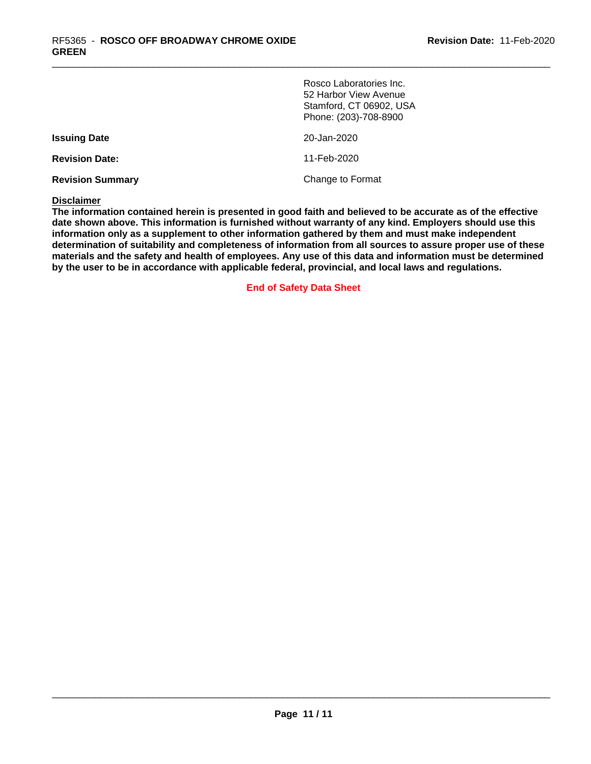| | |
|---|---|
| | Rosco Laboratories Inc.<br>52 Harbor View Avenue<br>Stamford, CT 06902, USA<br>Phone: (203)-708-8900 |
| **Issuing Date** | 20-Jan-2020 |
| **Revision Date:** | 11-Feb-2020 |
| **Revision Summary** | Change to Format |

**Disclaimer**

**The information contained herein is presented in good faith and believed to be accurate as of the effective date shown above. This information is furnished without warranty of any kind. Employers should use this information only as a supplement to other information gathered by them and must make independent determination of suitability and completeness of information from all sources to assure proper use of these materials and the safety and health of employees. Any use of this data and information must be determined by the user to be in accordance with applicable federal, provincial, and local laws and regulations.**

**End of Safety Data Sheet**